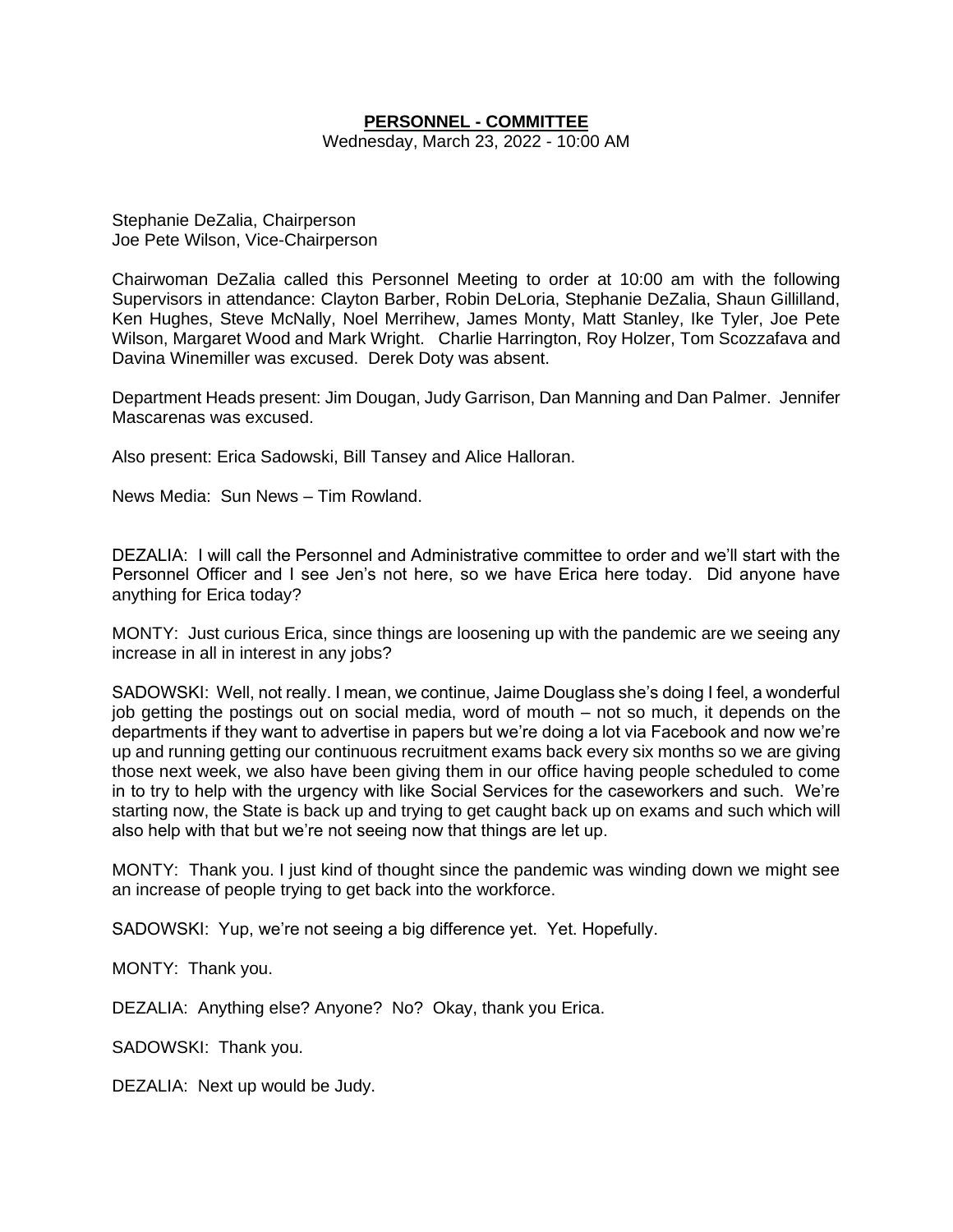# **PERSONNEL - COMMITTEE**

Wednesday, March 23, 2022 - 10:00 AM

Stephanie DeZalia, Chairperson
Joe Pete Wilson, Vice-Chairperson

Chairwoman DeZalia called this Personnel Meeting to order at 10:00 am with the following Supervisors in attendance: Clayton Barber, Robin DeLoria, Stephanie DeZalia, Shaun Gillilland, Ken Hughes, Steve McNally, Noel Merrihew, James Monty, Matt Stanley, Ike Tyler, Joe Pete Wilson, Margaret Wood and Mark Wright. Charlie Harrington, Roy Holzer, Tom Scozzafava and Davina Winemiller was excused. Derek Doty was absent.

Department Heads present: Jim Dougan, Judy Garrison, Dan Manning and Dan Palmer. Jennifer Mascarenas was excused.

Also present: Erica Sadowski, Bill Tansey and Alice Halloran.

News Media: Sun News – Tim Rowland.

DEZALIA: I will call the Personnel and Administrative committee to order and we'll start with the Personnel Officer and I see Jen's not here, so we have Erica here today. Did anyone have anything for Erica today?

MONTY: Just curious Erica, since things are loosening up with the pandemic are we seeing any increase in all in interest in any jobs?

SADOWSKI: Well, not really. I mean, we continue, Jaime Douglass she's doing I feel, a wonderful job getting the postings out on social media, word of mouth – not so much, it depends on the departments if they want to advertise in papers but we're doing a lot via Facebook and now we're up and running getting our continuous recruitment exams back every six months so we are giving those next week, we also have been giving them in our office having people scheduled to come in to try to help with the urgency with like Social Services for the caseworkers and such. We're starting now, the State is back up and trying to get caught back up on exams and such which will also help with that but we're not seeing now that things are let up.

MONTY: Thank you. I just kind of thought since the pandemic was winding down we might see an increase of people trying to get back into the workforce.

SADOWSKI: Yup, we're not seeing a big difference yet. Yet. Hopefully.

MONTY: Thank you.

DEZALIA: Anything else? Anyone? No? Okay, thank you Erica.

SADOWSKI: Thank you.

DEZALIA: Next up would be Judy.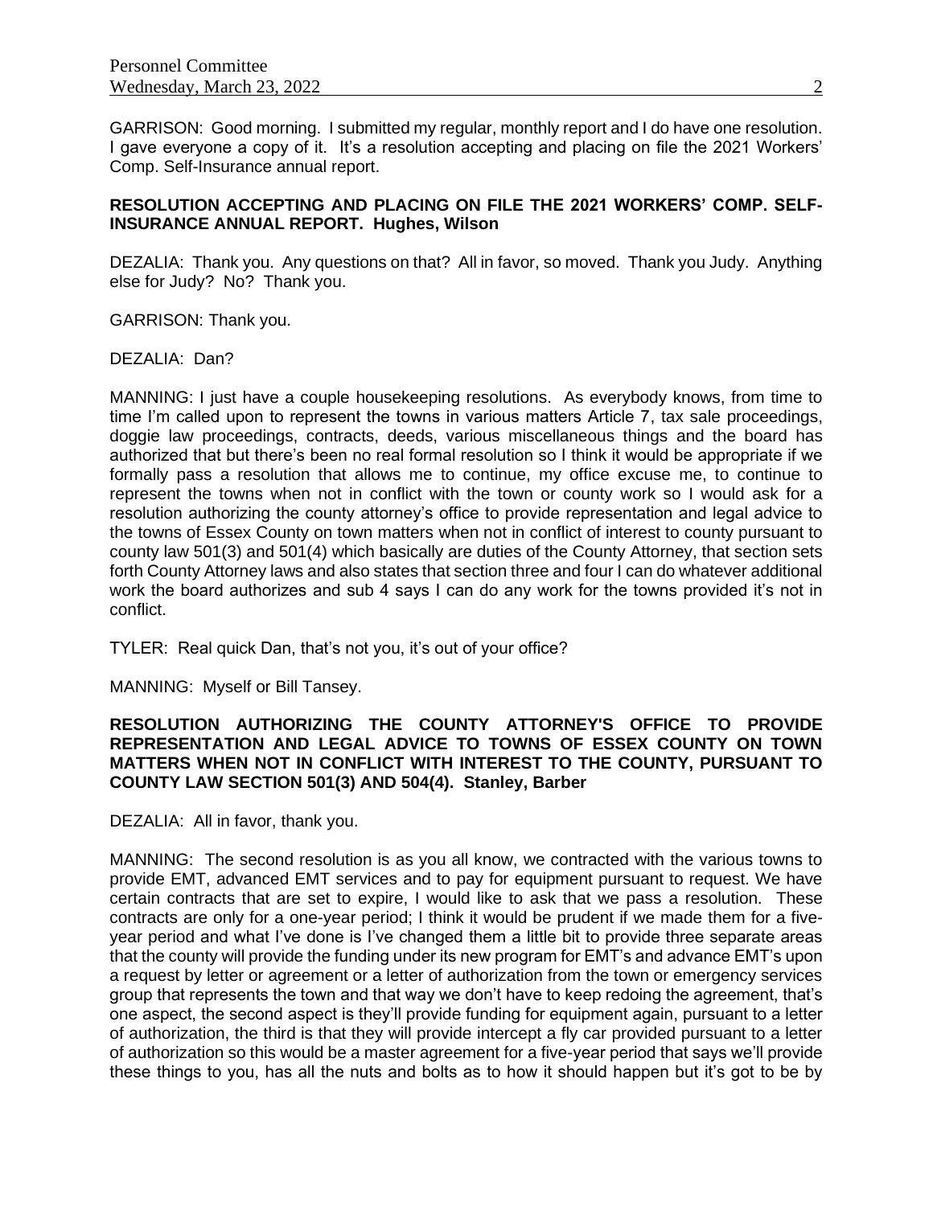GARRISON: Good morning. I submitted my regular, monthly report and I do have one resolution. I gave everyone a copy of it. It's a resolution accepting and placing on file the 2021 Workers' Comp. Self-Insurance annual report.

**RESOLUTION ACCEPTING AND PLACING ON FILE THE 2021 WORKERS' COMP. SELF-INSURANCE ANNUAL REPORT. Hughes, Wilson**

DEZALIA: Thank you. Any questions on that? All in favor, so moved. Thank you Judy. Anything else for Judy? No? Thank you.

GARRISON: Thank you.

DEZALIA: Dan?

MANNING: I just have a couple housekeeping resolutions. As everybody knows, from time to time I'm called upon to represent the towns in various matters Article 7, tax sale proceedings, doggie law proceedings, contracts, deeds, various miscellaneous things and the board has authorized that but there's been no real formal resolution so I think it would be appropriate if we formally pass a resolution that allows me to continue, my office excuse me, to continue to represent the towns when not in conflict with the town or county work so I would ask for a resolution authorizing the county attorney's office to provide representation and legal advice to the towns of Essex County on town matters when not in conflict of interest to county pursuant to county law 501(3) and 501(4) which basically are duties of the County Attorney, that section sets forth County Attorney laws and also states that section three and four I can do whatever additional work the board authorizes and sub 4 says I can do any work for the towns provided it's not in conflict.

TYLER: Real quick Dan, that's not you, it's out of your office?

MANNING: Myself or Bill Tansey.

**RESOLUTION AUTHORIZING THE COUNTY ATTORNEY'S OFFICE TO PROVIDE REPRESENTATION AND LEGAL ADVICE TO TOWNS OF ESSEX COUNTY ON TOWN MATTERS WHEN NOT IN CONFLICT WITH INTEREST TO THE COUNTY, PURSUANT TO COUNTY LAW SECTION 501(3) AND 504(4). Stanley, Barber**

DEZALIA: All in favor, thank you.

MANNING: The second resolution is as you all know, we contracted with the various towns to provide EMT, advanced EMT services and to pay for equipment pursuant to request. We have certain contracts that are set to expire, I would like to ask that we pass a resolution. These contracts are only for a one-year period; I think it would be prudent if we made them for a five-year period and what I've done is I've changed them a little bit to provide three separate areas that the county will provide the funding under its new program for EMT's and advance EMT's upon a request by letter or agreement or a letter of authorization from the town or emergency services group that represents the town and that way we don't have to keep redoing the agreement, that's one aspect, the second aspect is they'll provide funding for equipment again, pursuant to a letter of authorization, the third is that they will provide intercept a fly car provided pursuant to a letter of authorization so this would be a master agreement for a five-year period that says we'll provide these things to you, has all the nuts and bolts as to how it should happen but it's got to be by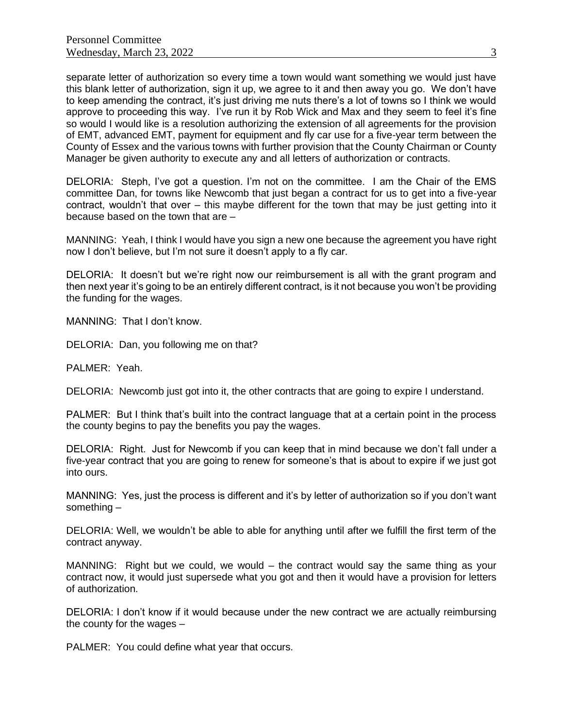separate letter of authorization so every time a town would want something we would just have this blank letter of authorization, sign it up, we agree to it and then away you go. We don't have to keep amending the contract, it's just driving me nuts there's a lot of towns so I think we would approve to proceeding this way. I've run it by Rob Wick and Max and they seem to feel it's fine so would I would like is a resolution authorizing the extension of all agreements for the provision of EMT, advanced EMT, payment for equipment and fly car use for a five-year term between the County of Essex and the various towns with further provision that the County Chairman or County Manager be given authority to execute any and all letters of authorization or contracts.

DELORIA: Steph, I've got a question. I'm not on the committee. I am the Chair of the EMS committee Dan, for towns like Newcomb that just began a contract for us to get into a five-year contract, wouldn't that over – this maybe different for the town that may be just getting into it because based on the town that are –

MANNING: Yeah, I think I would have you sign a new one because the agreement you have right now I don't believe, but I'm not sure it doesn't apply to a fly car.

DELORIA: It doesn't but we're right now our reimbursement is all with the grant program and then next year it's going to be an entirely different contract, is it not because you won't be providing the funding for the wages.

MANNING: That I don't know.

DELORIA: Dan, you following me on that?

PALMER: Yeah.

DELORIA: Newcomb just got into it, the other contracts that are going to expire I understand.

PALMER: But I think that's built into the contract language that at a certain point in the process the county begins to pay the benefits you pay the wages.

DELORIA: Right. Just for Newcomb if you can keep that in mind because we don't fall under a five-year contract that you are going to renew for someone's that is about to expire if we just got into ours.

MANNING: Yes, just the process is different and it's by letter of authorization so if you don't want something –

DELORIA: Well, we wouldn't be able to able for anything until after we fulfill the first term of the contract anyway.

MANNING: Right but we could, we would – the contract would say the same thing as your contract now, it would just supersede what you got and then it would have a provision for letters of authorization.

DELORIA: I don't know if it would because under the new contract we are actually reimbursing the county for the wages –

PALMER: You could define what year that occurs.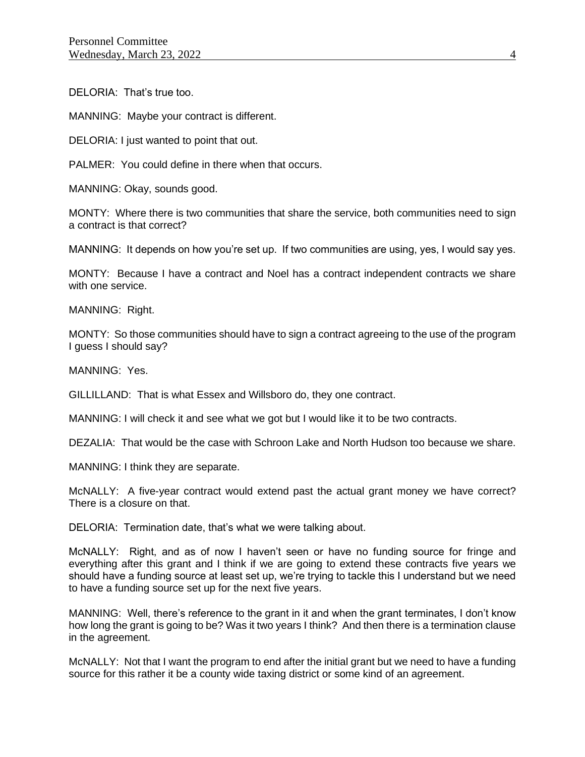DELORIA: That's true too.

MANNING: Maybe your contract is different.

DELORIA: I just wanted to point that out.

PALMER: You could define in there when that occurs.

MANNING: Okay, sounds good.

MONTY: Where there is two communities that share the service, both communities need to sign a contract is that correct?

MANNING: It depends on how you're set up. If two communities are using, yes, I would say yes.

MONTY: Because I have a contract and Noel has a contract independent contracts we share with one service.

MANNING: Right.

MONTY: So those communities should have to sign a contract agreeing to the use of the program I guess I should say?

MANNING: Yes.

GILLILLAND: That is what Essex and Willsboro do, they one contract.

MANNING: I will check it and see what we got but I would like it to be two contracts.

DEZALIA: That would be the case with Schroon Lake and North Hudson too because we share.

MANNING: I think they are separate.

McNALLY: A five-year contract would extend past the actual grant money we have correct? There is a closure on that.

DELORIA: Termination date, that's what we were talking about.

McNALLY: Right, and as of now I haven't seen or have no funding source for fringe and everything after this grant and I think if we are going to extend these contracts five years we should have a funding source at least set up, we're trying to tackle this I understand but we need to have a funding source set up for the next five years.

MANNING: Well, there's reference to the grant in it and when the grant terminates, I don't know how long the grant is going to be? Was it two years I think? And then there is a termination clause in the agreement.

McNALLY: Not that I want the program to end after the initial grant but we need to have a funding source for this rather it be a county wide taxing district or some kind of an agreement.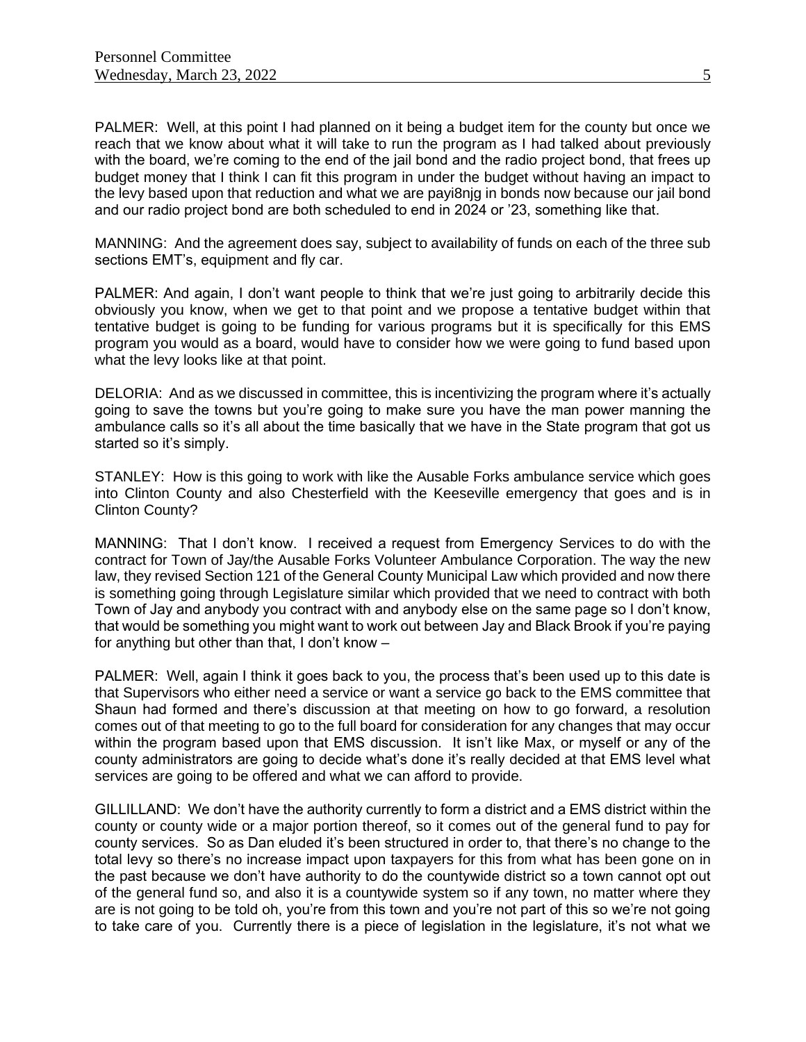PALMER: Well, at this point I had planned on it being a budget item for the county but once we reach that we know about what it will take to run the program as I had talked about previously with the board, we're coming to the end of the jail bond and the radio project bond, that frees up budget money that I think I can fit this program in under the budget without having an impact to the levy based upon that reduction and what we are payi8njg in bonds now because our jail bond and our radio project bond are both scheduled to end in 2024 or '23, something like that.

MANNING: And the agreement does say, subject to availability of funds on each of the three sub sections EMT's, equipment and fly car.

PALMER: And again, I don't want people to think that we're just going to arbitrarily decide this obviously you know, when we get to that point and we propose a tentative budget within that tentative budget is going to be funding for various programs but it is specifically for this EMS program you would as a board, would have to consider how we were going to fund based upon what the levy looks like at that point.

DELORIA: And as we discussed in committee, this is incentivizing the program where it's actually going to save the towns but you're going to make sure you have the man power manning the ambulance calls so it's all about the time basically that we have in the State program that got us started so it's simply.

STANLEY: How is this going to work with like the Ausable Forks ambulance service which goes into Clinton County and also Chesterfield with the Keeseville emergency that goes and is in Clinton County?

MANNING: That I don't know. I received a request from Emergency Services to do with the contract for Town of Jay/the Ausable Forks Volunteer Ambulance Corporation. The way the new law, they revised Section 121 of the General County Municipal Law which provided and now there is something going through Legislature similar which provided that we need to contract with both Town of Jay and anybody you contract with and anybody else on the same page so I don't know, that would be something you might want to work out between Jay and Black Brook if you're paying for anything but other than that, I don't know –

PALMER: Well, again I think it goes back to you, the process that's been used up to this date is that Supervisors who either need a service or want a service go back to the EMS committee that Shaun had formed and there's discussion at that meeting on how to go forward, a resolution comes out of that meeting to go to the full board for consideration for any changes that may occur within the program based upon that EMS discussion. It isn't like Max, or myself or any of the county administrators are going to decide what's done it's really decided at that EMS level what services are going to be offered and what we can afford to provide.

GILLILLAND: We don't have the authority currently to form a district and a EMS district within the county or county wide or a major portion thereof, so it comes out of the general fund to pay for county services. So as Dan eluded it's been structured in order to, that there's no change to the total levy so there's no increase impact upon taxpayers for this from what has been gone on in the past because we don't have authority to do the countywide district so a town cannot opt out of the general fund so, and also it is a countywide system so if any town, no matter where they are is not going to be told oh, you're from this town and you're not part of this so we're not going to take care of you. Currently there is a piece of legislation in the legislature, it's not what we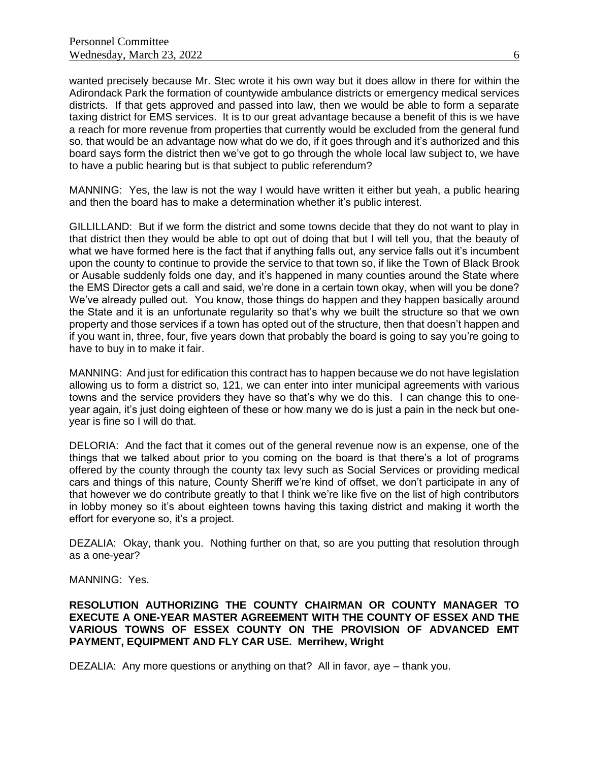wanted precisely because Mr. Stec wrote it his own way but it does allow in there for within the Adirondack Park the formation of countywide ambulance districts or emergency medical services districts. If that gets approved and passed into law, then we would be able to form a separate taxing district for EMS services. It is to our great advantage because a benefit of this is we have a reach for more revenue from properties that currently would be excluded from the general fund so, that would be an advantage now what do we do, if it goes through and it's authorized and this board says form the district then we've got to go through the whole local law subject to, we have to have a public hearing but is that subject to public referendum?

MANNING: Yes, the law is not the way I would have written it either but yeah, a public hearing and then the board has to make a determination whether it's public interest.

GILLILLAND: But if we form the district and some towns decide that they do not want to play in that district then they would be able to opt out of doing that but I will tell you, that the beauty of what we have formed here is the fact that if anything falls out, any service falls out it's incumbent upon the county to continue to provide the service to that town so, if like the Town of Black Brook or Ausable suddenly folds one day, and it's happened in many counties around the State where the EMS Director gets a call and said, we're done in a certain town okay, when will you be done? We've already pulled out. You know, those things do happen and they happen basically around the State and it is an unfortunate regularity so that's why we built the structure so that we own property and those services if a town has opted out of the structure, then that doesn't happen and if you want in, three, four, five years down that probably the board is going to say you're going to have to buy in to make it fair.

MANNING: And just for edification this contract has to happen because we do not have legislation allowing us to form a district so, 121, we can enter into inter municipal agreements with various towns and the service providers they have so that's why we do this. I can change this to one-year again, it's just doing eighteen of these or how many we do is just a pain in the neck but one-year is fine so I will do that.

DELORIA: And the fact that it comes out of the general revenue now is an expense, one of the things that we talked about prior to you coming on the board is that there's a lot of programs offered by the county through the county tax levy such as Social Services or providing medical cars and things of this nature, County Sheriff we're kind of offset, we don't participate in any of that however we do contribute greatly to that I think we're like five on the list of high contributors in lobby money so it's about eighteen towns having this taxing district and making it worth the effort for everyone so, it's a project.

DEZALIA: Okay, thank you. Nothing further on that, so are you putting that resolution through as a one-year?

MANNING: Yes.

**RESOLUTION AUTHORIZING THE COUNTY CHAIRMAN OR COUNTY MANAGER TO EXECUTE A ONE-YEAR MASTER AGREEMENT WITH THE COUNTY OF ESSEX AND THE VARIOUS TOWNS OF ESSEX COUNTY ON THE PROVISION OF ADVANCED EMT PAYMENT, EQUIPMENT AND FLY CAR USE. Merrihew, Wright**

DEZALIA: Any more questions or anything on that? All in favor, aye – thank you.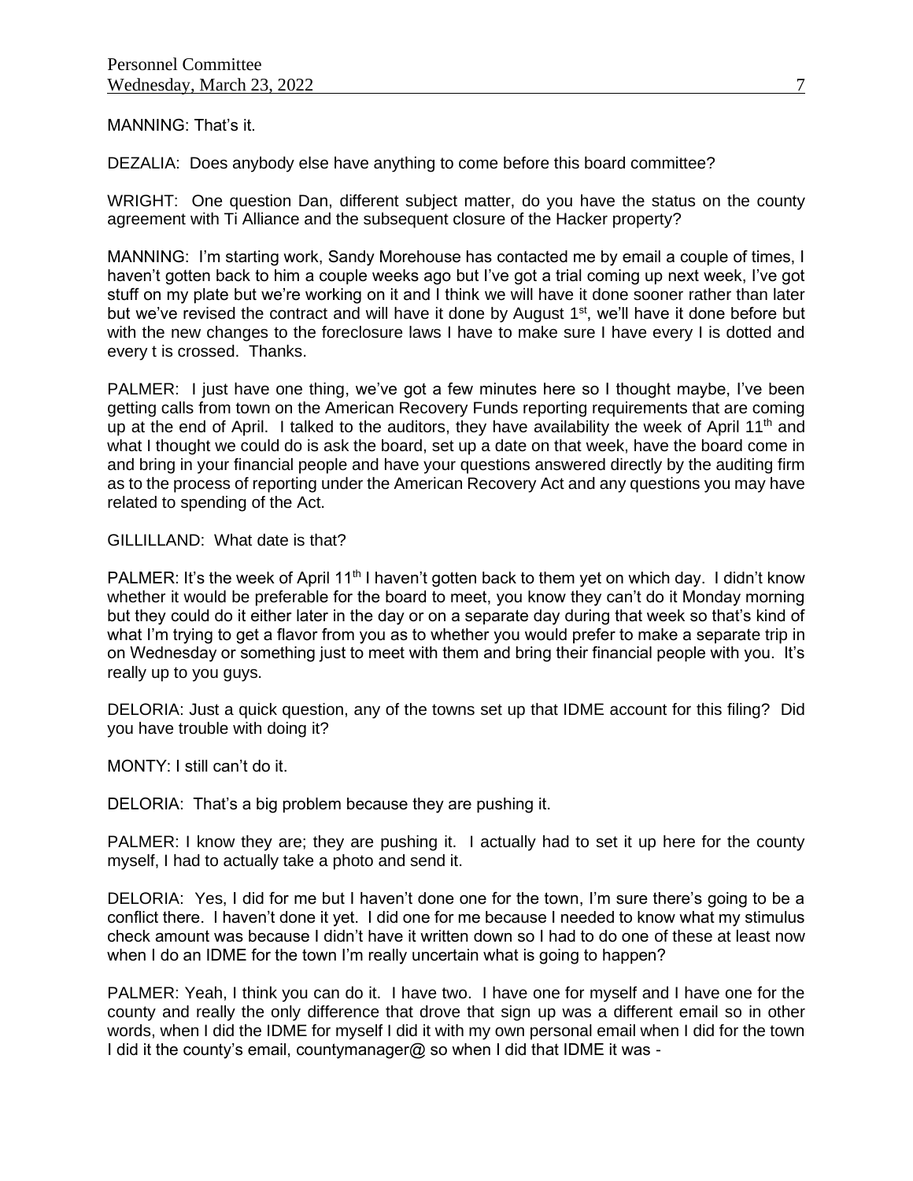MANNING: That's it.

DEZALIA: Does anybody else have anything to come before this board committee?

WRIGHT: One question Dan, different subject matter, do you have the status on the county agreement with Ti Alliance and the subsequent closure of the Hacker property?

MANNING: I'm starting work, Sandy Morehouse has contacted me by email a couple of times, I haven't gotten back to him a couple weeks ago but I've got a trial coming up next week, I've got stuff on my plate but we're working on it and I think we will have it done sooner rather than later but we've revised the contract and will have it done by August 1st, we'll have it done before but with the new changes to the foreclosure laws I have to make sure I have every I is dotted and every t is crossed. Thanks.

PALMER: I just have one thing, we've got a few minutes here so I thought maybe, I've been getting calls from town on the American Recovery Funds reporting requirements that are coming up at the end of April. I talked to the auditors, they have availability the week of April 11th and what I thought we could do is ask the board, set up a date on that week, have the board come in and bring in your financial people and have your questions answered directly by the auditing firm as to the process of reporting under the American Recovery Act and any questions you may have related to spending of the Act.

GILLILLAND: What date is that?

PALMER: It's the week of April 11th I haven't gotten back to them yet on which day. I didn't know whether it would be preferable for the board to meet, you know they can't do it Monday morning but they could do it either later in the day or on a separate day during that week so that's kind of what I'm trying to get a flavor from you as to whether you would prefer to make a separate trip in on Wednesday or something just to meet with them and bring their financial people with you. It's really up to you guys.

DELORIA: Just a quick question, any of the towns set up that IDME account for this filing? Did you have trouble with doing it?

MONTY: I still can't do it.

DELORIA: That's a big problem because they are pushing it.

PALMER: I know they are; they are pushing it. I actually had to set it up here for the county myself, I had to actually take a photo and send it.

DELORIA: Yes, I did for me but I haven't done one for the town, I'm sure there's going to be a conflict there. I haven't done it yet. I did one for me because I needed to know what my stimulus check amount was because I didn't have it written down so I had to do one of these at least now when I do an IDME for the town I'm really uncertain what is going to happen?

PALMER: Yeah, I think you can do it. I have two. I have one for myself and I have one for the county and really the only difference that drove that sign up was a different email so in other words, when I did the IDME for myself I did it with my own personal email when I did for the town I did it the county's email, countymanager@ so when I did that IDME it was -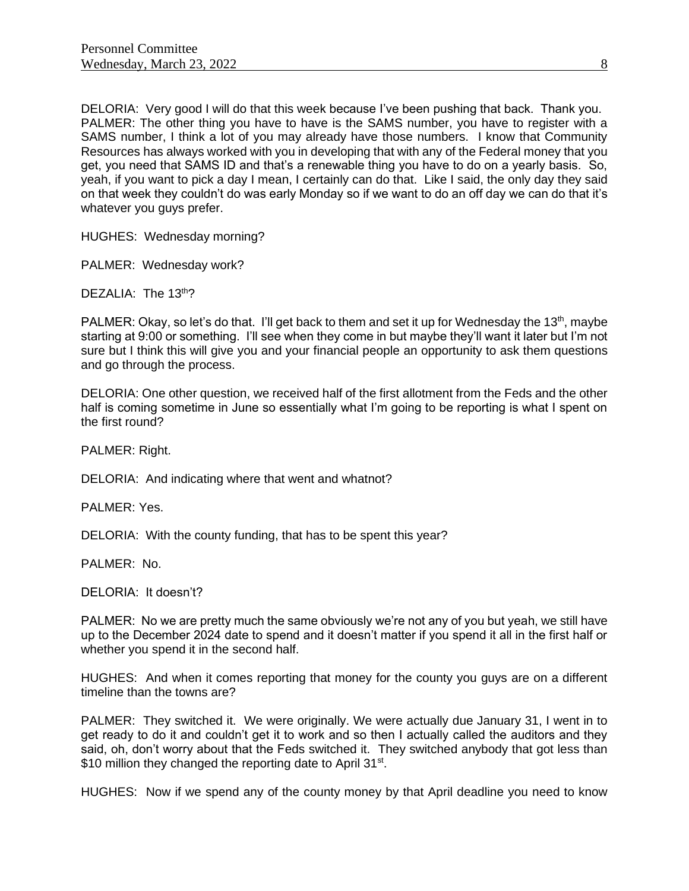DELORIA: Very good I will do that this week because I've been pushing that back. Thank you.
PALMER: The other thing you have to have is the SAMS number, you have to register with a SAMS number, I think a lot of you may already have those numbers. I know that Community Resources has always worked with you in developing that with any of the Federal money that you get, you need that SAMS ID and that's a renewable thing you have to do on a yearly basis. So, yeah, if you want to pick a day I mean, I certainly can do that. Like I said, the only day they said on that week they couldn't do was early Monday so if we want to do an off day we can do that it's whatever you guys prefer.

HUGHES: Wednesday morning?

PALMER: Wednesday work?

DEZALIA: The 13th?

PALMER: Okay, so let's do that. I'll get back to them and set it up for Wednesday the 13th, maybe starting at 9:00 or something. I'll see when they come in but maybe they'll want it later but I'm not sure but I think this will give you and your financial people an opportunity to ask them questions and go through the process.

DELORIA: One other question, we received half of the first allotment from the Feds and the other half is coming sometime in June so essentially what I'm going to be reporting is what I spent on the first round?

PALMER: Right.

DELORIA: And indicating where that went and whatnot?

PALMER: Yes.

DELORIA: With the county funding, that has to be spent this year?

PALMER: No.

DELORIA: It doesn't?

PALMER: No we are pretty much the same obviously we're not any of you but yeah, we still have up to the December 2024 date to spend and it doesn't matter if you spend it all in the first half or whether you spend it in the second half.

HUGHES: And when it comes reporting that money for the county you guys are on a different timeline than the towns are?

PALMER: They switched it. We were originally. We were actually due January 31, I went in to get ready to do it and couldn't get it to work and so then I actually called the auditors and they said, oh, don't worry about that the Feds switched it. They switched anybody that got less than $10 million they changed the reporting date to April 31st.

HUGHES: Now if we spend any of the county money by that April deadline you need to know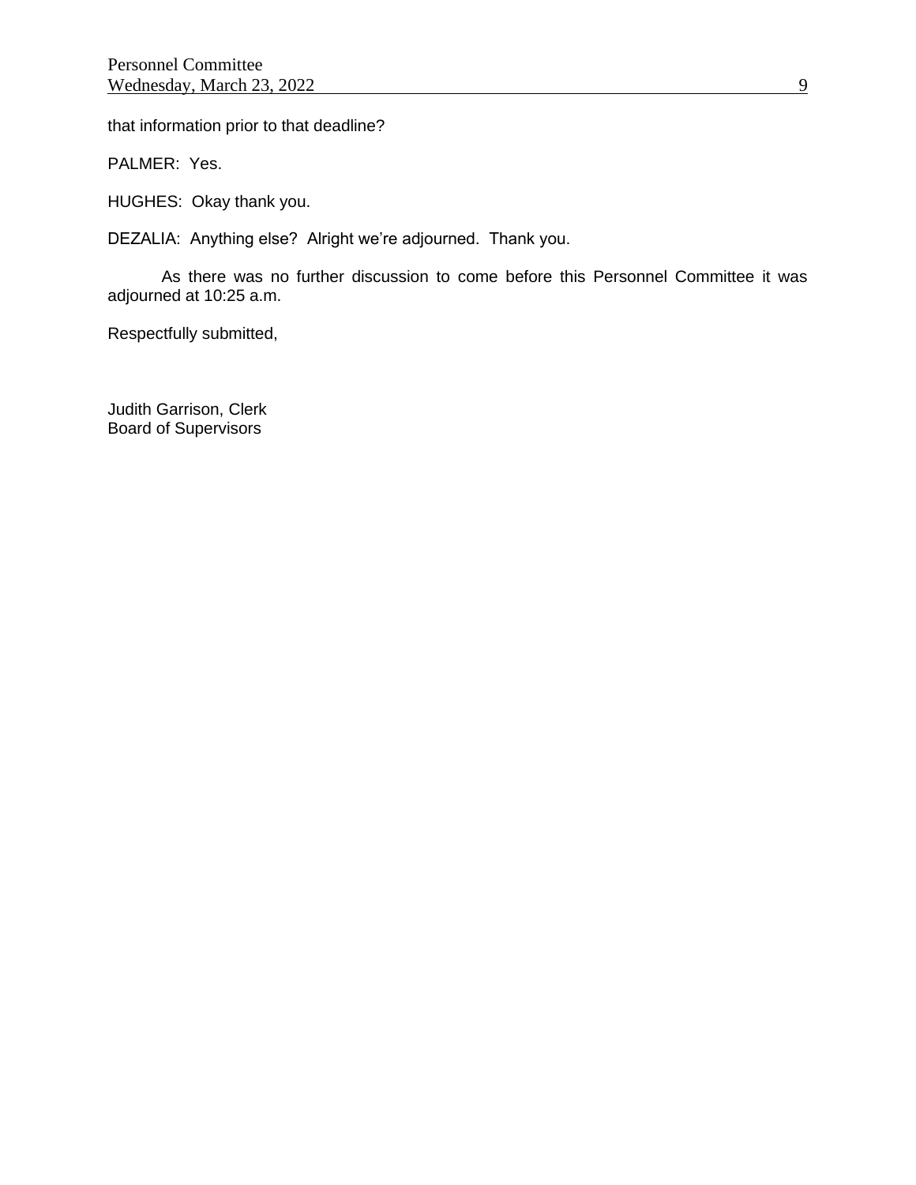that information prior to that deadline?

PALMER: Yes.

HUGHES: Okay thank you.

DEZALIA: Anything else? Alright we're adjourned. Thank you.

As there was no further discussion to come before this Personnel Committee it was adjourned at 10:25 a.m.

Respectfully submitted,

Judith Garrison, Clerk
Board of Supervisors